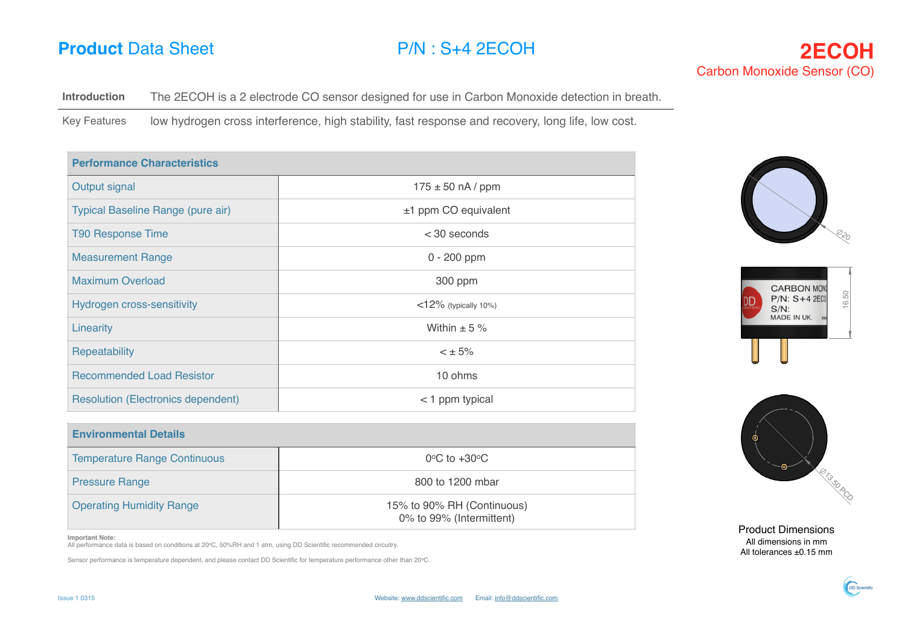# **Product** Data Sheet

## P/N : S+4 2ECOH

## 2ECOH
Carbon Monoxide Sensor (CO)

| **Introduction** | The 2ECOH is a 2 electrode CO sensor designed for use in Carbon Monoxide detection in breath. |
|---|---|
| Key Features | low hydrogen cross interference, high stability, fast response and recovery, long life, low cost. |

| **Performance Characteristics** | |
|---|---|
| Output signal | 175 ± 50 nA / ppm |
| Typical Baseline Range (pure air) | ±1 ppm CO equivalent |
| T90 Response Time | < 30 seconds |
| Measurement Range | 0 - 200 ppm |
| Maximum Overload | 300 ppm |
| Hydrogen cross-sensitivity | <12% (typically 10%) |
| Linearity | Within ± 5 % |
| Repeatability | < ± 5% |
| Recommended Load Resistor | 10 ohms |
| Resolution (Electronics dependent) | < 1 ppm typical |

| **Environmental Details** | |
|---|---|
| Temperature Range Continuous | 0°C to +30°C |
| Pressure Range | 800 to 1200 mbar |
| Operating Humidity Range | 15% to 90% RH (Continuous)<br>0% to 99% (Intermittent) |

**Important Note:**
All performance data is based on conditions at 20°C, 50%RH and 1 atm, using DD Scientific recommended circuitry.

Sensor performance is temperature dependent, and please contact DD Scientific for temperature performance other than 20°C.

Ø20

CARBON MONO
P/N: S+4 2ECO
S/N:
MADE IN UK.

16.50

Ø13.50 PCD

Product Dimensions
All dimensions in mm
All tolerances ±0.15 mm

Issue 1 0315

Website: www.ddscientific.com Email: info@ddscientific.com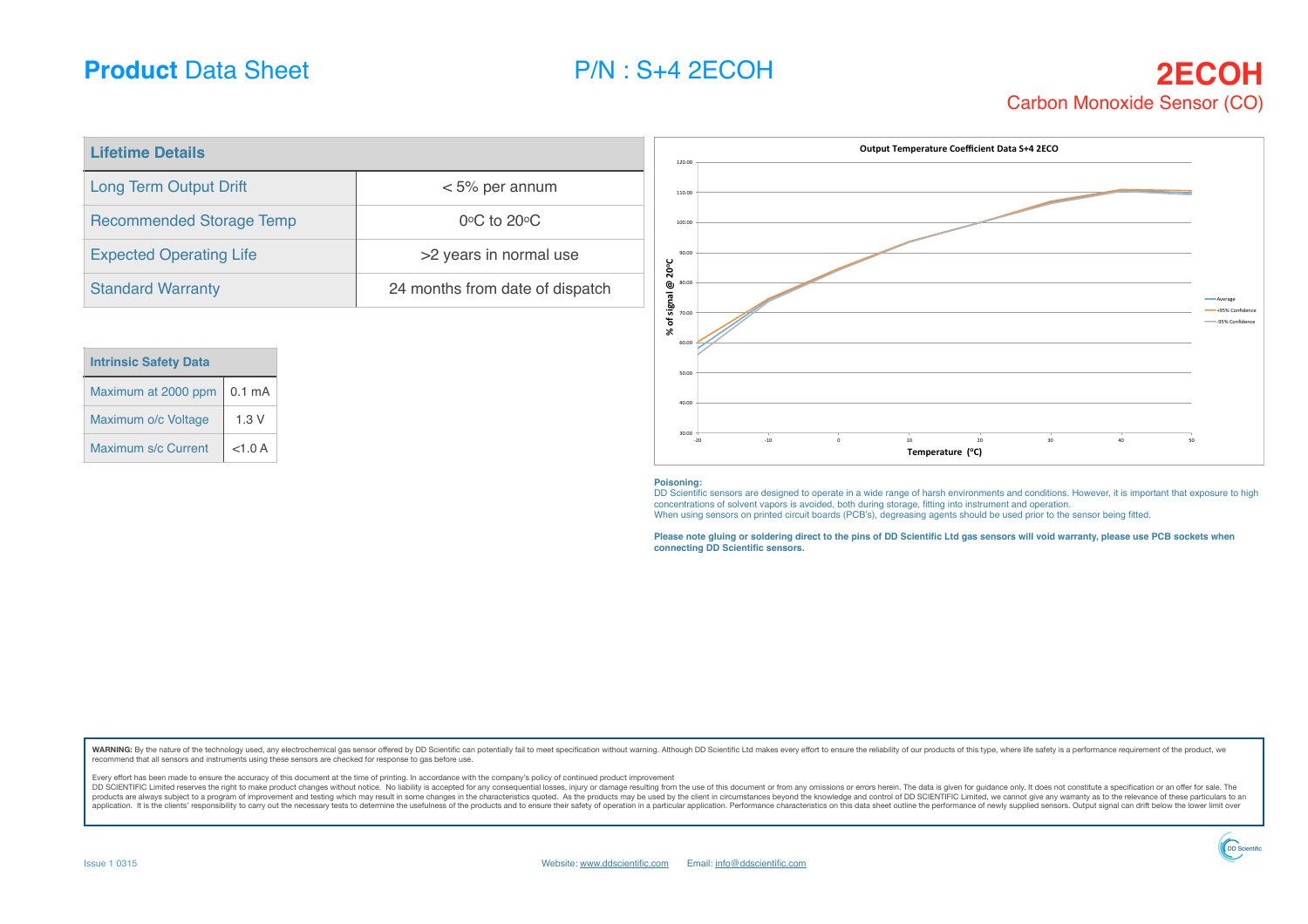# **Product** Data Sheet

P/N : S+4 2ECOH

**2ECOH**

Carbon Monoxide Sensor (CO)

| Lifetime Details | |
|---|---|
| Long Term Output Drift | < 5% per annum |
| Recommended Storage Temp | 0°C to 20°C |
| Expected Operating Life | >2 years in normal use |
| Standard Warranty | 24 months from date of dispatch |

| Intrinsic Safety Data | |
|---|---|
| Maximum at 2000 ppm | 0.1 mA |
| Maximum o/c Voltage | 1.3 V |
| Maximum s/c Current | <1.0 A |

Output Temperature Coefficient Data S+4 2ECO

% of signal @ 20°C

120.00
110.00
100.00
90.00
80.00
70.00
60.00
50.00
40.00
30.00

-20
-10
0
10
20
30
40
50

Temperature (°C)

Average
+95% Confidence
-95% Confidence

**Poisoning:**
DD Scientific sensors are designed to operate in a wide range of harsh environments and conditions. However, it is important that exposure to high concentrations of solvent vapors is avoided, both during storage, fitting into instrument and operation.
When using sensors on printed circuit boards (PCB's), degreasing agents should be used prior to the sensor being fitted.

**Please note gluing or soldering direct to the pins of DD Scientific Ltd gas sensors will void warranty, please use PCB sockets when connecting DD Scientific sensors.**

**WARNING:** By the nature of the technology used, any electrochemical gas sensor offered by DD Scientific can potentially fail to meet specification without warning. Although DD Scientific Ltd makes every effort to ensure the reliability of our products of this type, where life safety is a performance requirement of the product, we recommend that all sensors and instruments using these sensors are checked for response to gas before use.

Every effort has been made to ensure the accuracy of this document at the time of printing. In accordance with the company's policy of continued product improvement
DD SCIENTIFIC Limited reserves the right to make product changes without notice. No liability is accepted for any consequential losses, injury or damage resulting from the use of this document or from any omissions or errors herein. The data is given for guidance only. It does not constitute a specification or an offer for sale. The products are always subject to a program of improvement and testing which may result in some changes in the characteristics quoted. As the products may be used by the client in circumstances beyond the knowledge and control of DD SCIENTIFIC Limited, we cannot give any warranty as to the relevance of these particulars to an application. It is the clients' responsibility to carry out the necessary tests to determine the usefulness of the products and to ensure their safety of operation in a particular application. Performance characteristics on this data sheet outline the performance of newly supplied sensors. Output signal can drift below the lower limit over

Issue 1 0315

Website: www.ddscientific.com Email: info@ddscientific.com